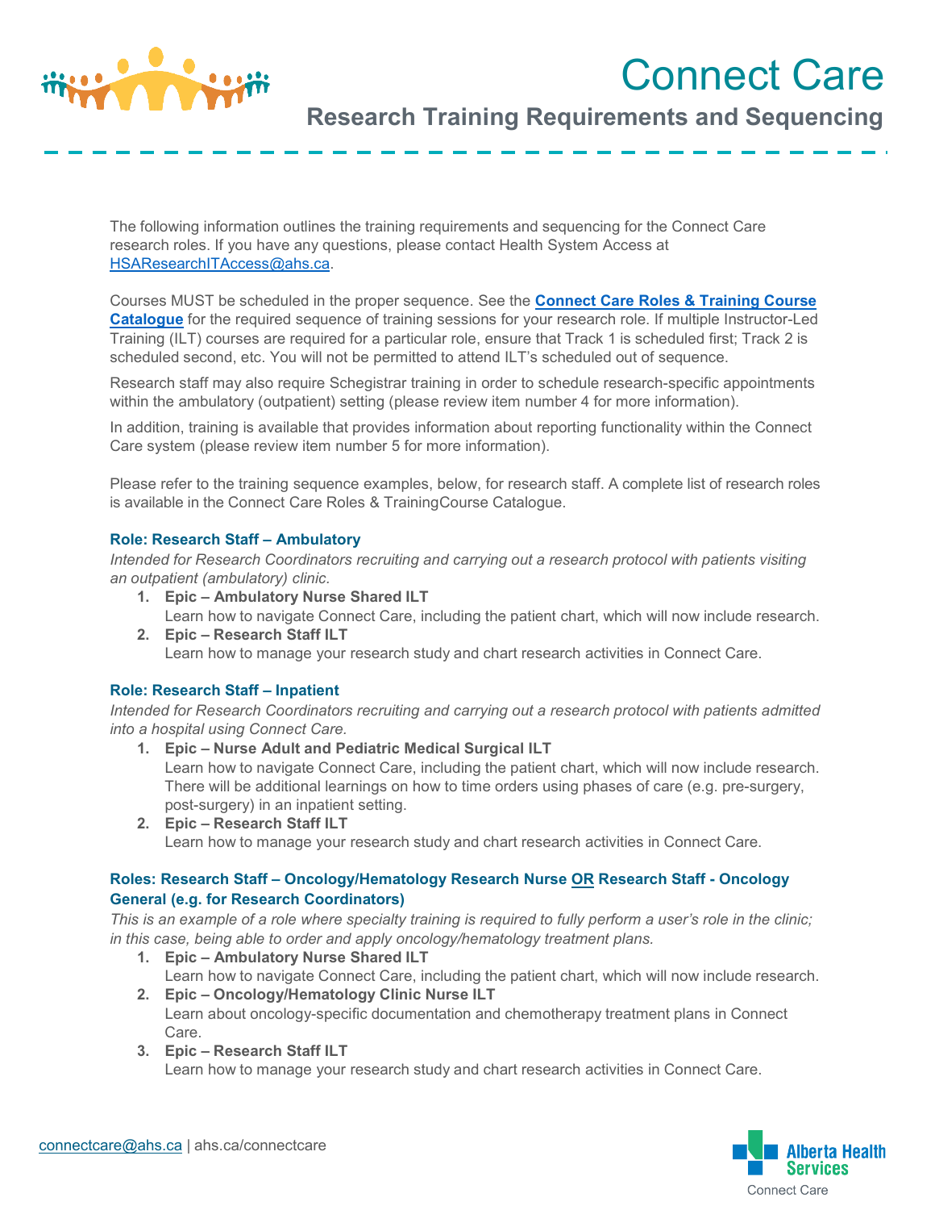# Connect Care

## Research Training Requirements and Sequencing

The following information outlines the training requirements and sequencing for the Connect Care research roles. If you have any questions, please contact Health System Access at HSAResearchITAccess@ahs.ca.

Courses MUST be scheduled in the proper sequence. See the **Connect Care Roles & Training Course Catalogue** for the required sequence of training sessions for your research role. If multiple Instructor-Led Training (ILT) courses are required for a particular role, ensure that Track 1 is scheduled first; Track 2 is scheduled second, etc. You will not be permitted to attend ILT's scheduled out of sequence.

Research staff may also require Schegistrar training in order to schedule research-specific appointments within the ambulatory (outpatient) setting (please review item number 4 for more information).

In addition, training is available that provides information about reporting functionality within the Connect Care system (please review item number 5 for more information).

Please refer to the training sequence examples, below, for research staff. A complete list of research roles is available in the Connect Care Roles & TrainingCourse Catalogue.

### Role: Research Staff – Ambulatory

*Intended for Research Coordinators recruiting and carrying out a research protocol with patients visiting an outpatient (ambulatory) clinic.*

1. **Epic – Ambulatory Nurse Shared ILT**
   Learn how to navigate Connect Care, including the patient chart, which will now include research.
2. **Epic – Research Staff ILT**
   Learn how to manage your research study and chart research activities in Connect Care.

### Role: Research Staff – Inpatient

*Intended for Research Coordinators recruiting and carrying out a research protocol with patients admitted into a hospital using Connect Care.*

1. **Epic – Nurse Adult and Pediatric Medical Surgical ILT**
   Learn how to navigate Connect Care, including the patient chart, which will now include research. There will be additional learnings on how to time orders using phases of care (e.g. pre-surgery, post-surgery) in an inpatient setting.
2. **Epic – Research Staff ILT**
   Learn how to manage your research study and chart research activities in Connect Care.

### Roles: Research Staff – Oncology/Hematology Research Nurse OR Research Staff - Oncology General (e.g. for Research Coordinators)

*This is an example of a role where specialty training is required to fully perform a user's role in the clinic; in this case, being able to order and apply oncology/hematology treatment plans.*

1. **Epic – Ambulatory Nurse Shared ILT**
   Learn how to navigate Connect Care, including the patient chart, which will now include research.
2. **Epic – Oncology/Hematology Clinic Nurse ILT**
   Learn about oncology-specific documentation and chemotherapy treatment plans in Connect Care.
3. **Epic – Research Staff ILT**
   Learn how to manage your research study and chart research activities in Connect Care.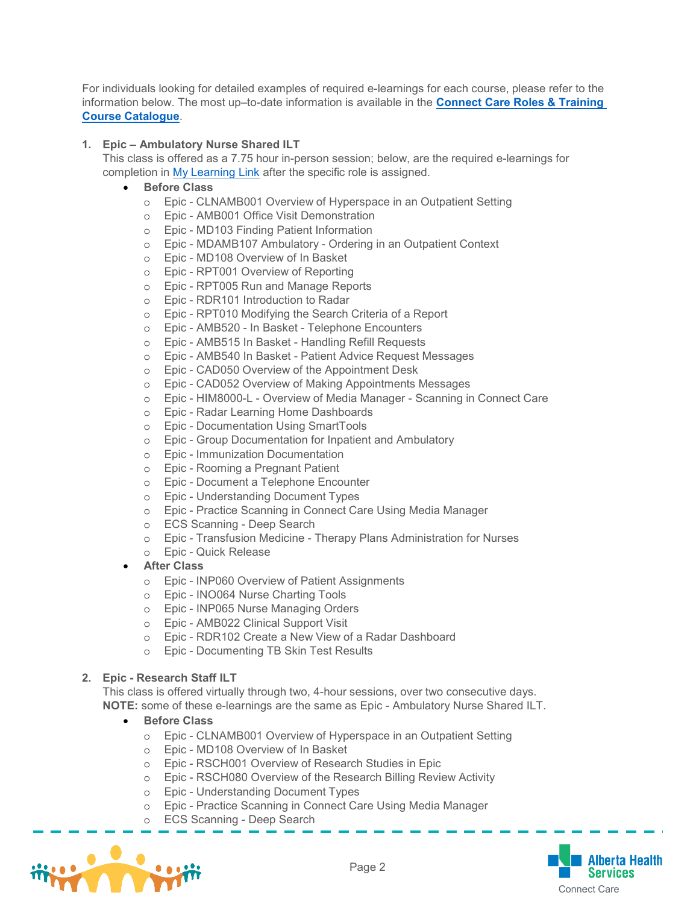For individuals looking for detailed examples of required e-learnings for each course, please refer to the information below. The most up–to-date information is available in the **Connect Care Roles & Training Course Catalogue**.

1. **Epic – Ambulatory Nurse Shared ILT**
   This class is offered as a 7.75 hour in-person session; below, are the required e-learnings for completion in My Learning Link after the specific role is assigned.
   - **Before Class**
     - Epic - CLNAMB001 Overview of Hyperspace in an Outpatient Setting
     - Epic - AMB001 Office Visit Demonstration
     - Epic - MD103 Finding Patient Information
     - Epic - MDAMB107 Ambulatory - Ordering in an Outpatient Context
     - Epic - MD108 Overview of In Basket
     - Epic - RPT001 Overview of Reporting
     - Epic - RPT005 Run and Manage Reports
     - Epic - RDR101 Introduction to Radar
     - Epic - RPT010 Modifying the Search Criteria of a Report
     - Epic - AMB520 - In Basket - Telephone Encounters
     - Epic - AMB515 In Basket - Handling Refill Requests
     - Epic - AMB540 In Basket - Patient Advice Request Messages
     - Epic - CAD050 Overview of the Appointment Desk
     - Epic - CAD052 Overview of Making Appointments Messages
     - Epic - HIM8000-L - Overview of Media Manager - Scanning in Connect Care
     - Epic - Radar Learning Home Dashboards
     - Epic - Documentation Using SmartTools
     - Epic - Group Documentation for Inpatient and Ambulatory
     - Epic - Immunization Documentation
     - Epic - Rooming a Pregnant Patient
     - Epic - Document a Telephone Encounter
     - Epic - Understanding Document Types
     - Epic - Practice Scanning in Connect Care Using Media Manager
     - ECS Scanning - Deep Search
     - Epic - Transfusion Medicine - Therapy Plans Administration for Nurses
     - Epic - Quick Release
   - **After Class**
     - Epic - INP060 Overview of Patient Assignments
     - Epic - INO064 Nurse Charting Tools
     - Epic - INP065 Nurse Managing Orders
     - Epic - AMB022 Clinical Support Visit
     - Epic - RDR102 Create a New View of a Radar Dashboard
     - Epic - Documenting TB Skin Test Results

2. **Epic - Research Staff ILT**
   This class is offered virtually through two, 4-hour sessions, over two consecutive days.
   **NOTE:** some of these e-learnings are the same as Epic - Ambulatory Nurse Shared ILT.
   - **Before Class**
     - Epic - CLNAMB001 Overview of Hyperspace in an Outpatient Setting
     - Epic - MD108 Overview of In Basket
     - Epic - RSCH001 Overview of Research Studies in Epic
     - Epic - RSCH080 Overview of the Research Billing Review Activity
     - Epic - Understanding Document Types
     - Epic - Practice Scanning in Connect Care Using Media Manager
     - ECS Scanning - Deep Search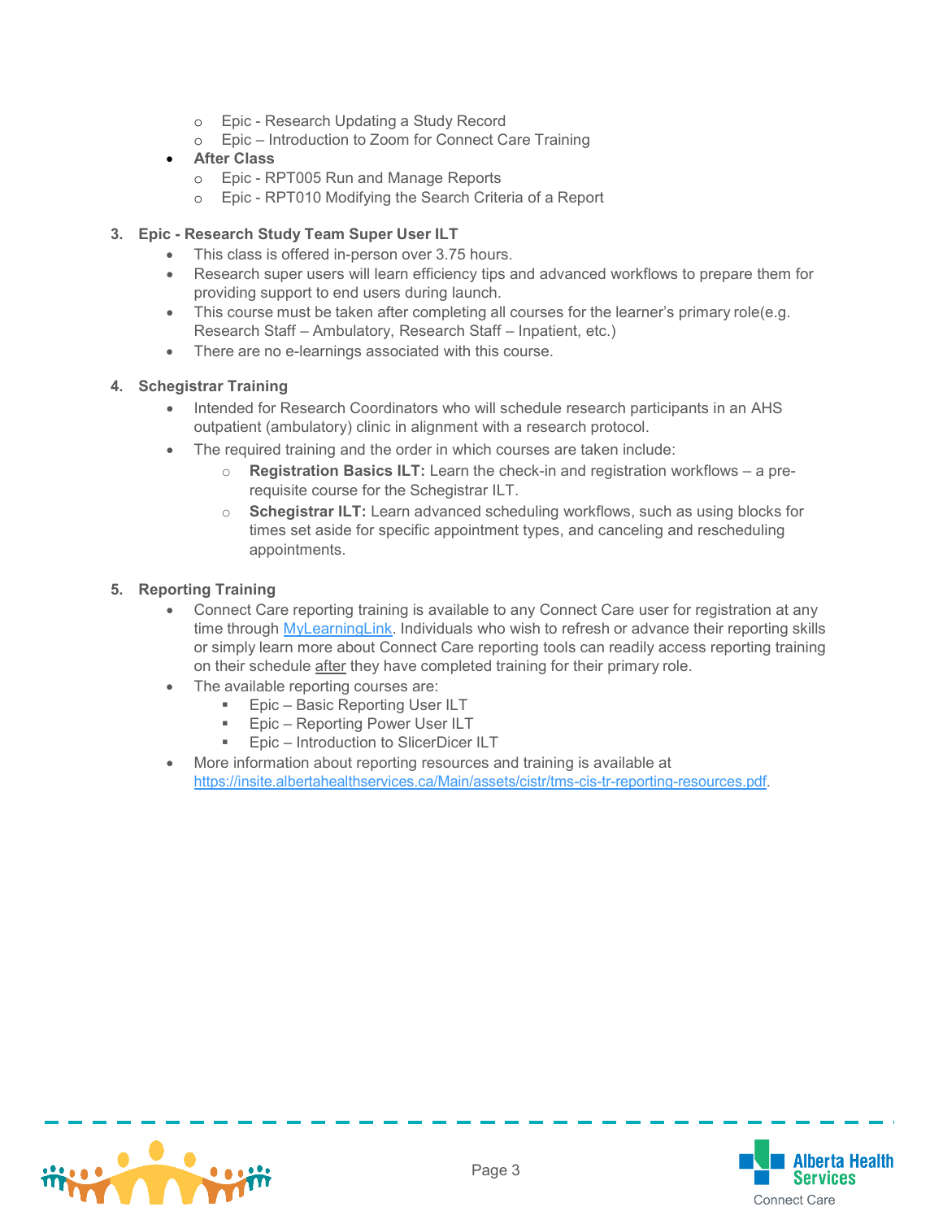- Epic - Research Updating a Study Record
  - Epic – Introduction to Zoom for Connect Care Training
- **After Class**
  - Epic - RPT005 Run and Manage Reports
  - Epic - RPT010 Modifying the Search Criteria of a Report

3. **Epic - Research Study Team Super User ILT**
   - This class is offered in-person over 3.75 hours.
   - Research super users will learn efficiency tips and advanced workflows to prepare them for providing support to end users during launch.
   - This course must be taken after completing all courses for the learner's primary role(e.g. Research Staff – Ambulatory, Research Staff – Inpatient, etc.)
   - There are no e-learnings associated with this course.

4. **Schegistrar Training**
   - Intended for Research Coordinators who will schedule research participants in an AHS outpatient (ambulatory) clinic in alignment with a research protocol.
   - The required training and the order in which courses are taken include:
     - **Registration Basics ILT:** Learn the check-in and registration workflows – a pre-requisite course for the Schegistrar ILT.
     - **Schegistrar ILT:** Learn advanced scheduling workflows, such as using blocks for times set aside for specific appointment types, and canceling and rescheduling appointments.

5. **Reporting Training**
   - Connect Care reporting training is available to any Connect Care user for registration at any time through MyLearningLink. Individuals who wish to refresh or advance their reporting skills or simply learn more about Connect Care reporting tools can readily access reporting training on their schedule after they have completed training for their primary role.
   - The available reporting courses are:
     - Epic – Basic Reporting User ILT
     - Epic – Reporting Power User ILT
     - Epic – Introduction to SlicerDicer ILT
   - More information about reporting resources and training is available at https://insite.albertahealthservices.ca/Main/assets/cistr/tms-cis-tr-reporting-resources.pdf.